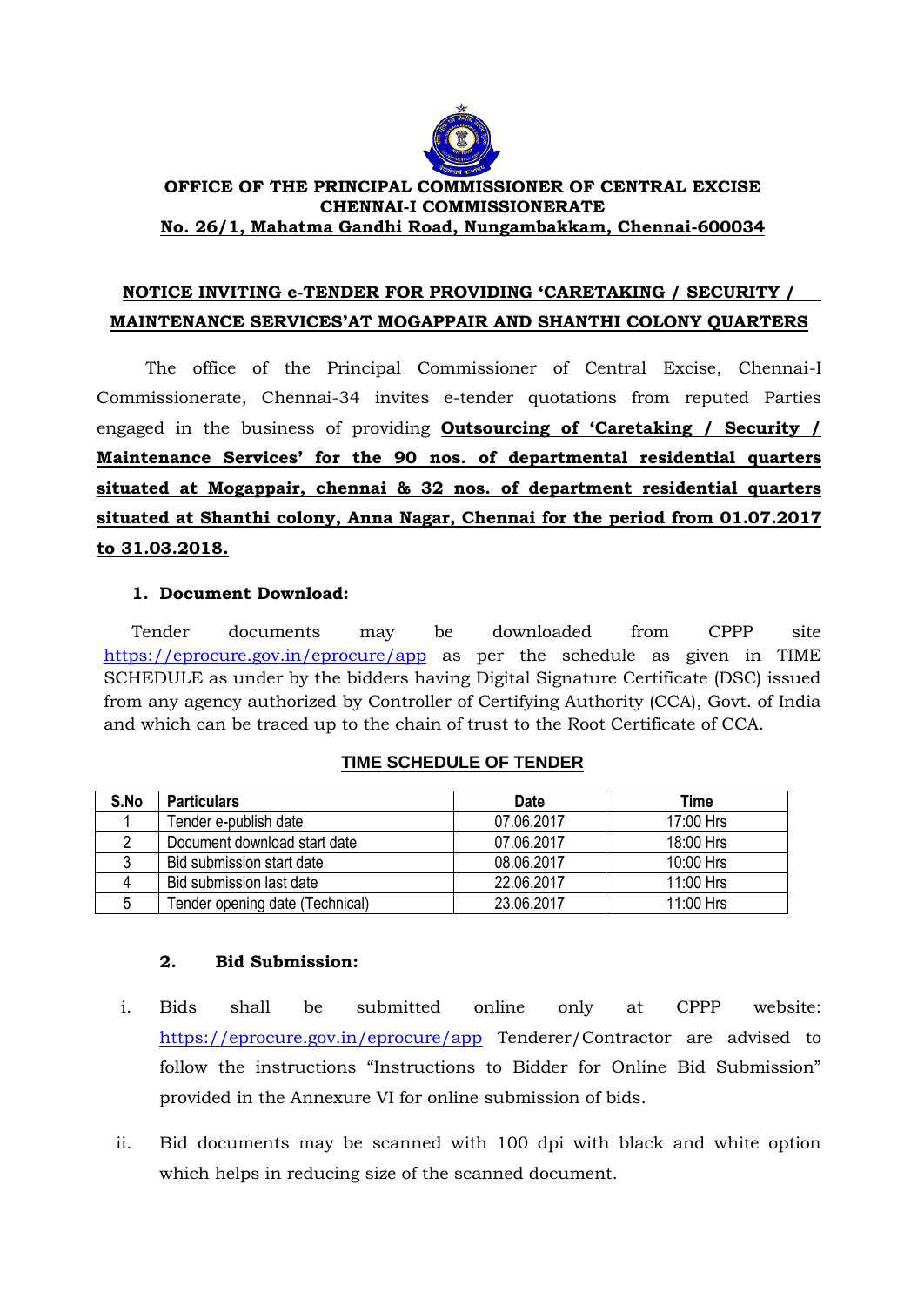**OFFICE OF THE PRINCIPAL COMMISSIONER OF CENTRAL EXCISE**
**CHENNAI-I COMMISSIONERATE**
**No. 26/1, Mahatma Gandhi Road, Nungambakkam, Chennai-600034**

## NOTICE INVITING e-TENDER FOR PROVIDING 'CARETAKING / SECURITY / MAINTENANCE SERVICES'AT MOGAPPAIR AND SHANTHI COLONY QUARTERS

The office of the Principal Commissioner of Central Excise, Chennai-I Commissionerate, Chennai-34 invites e-tender quotations from reputed Parties engaged in the business of providing **Outsourcing of 'Caretaking / Security / Maintenance Services' for the 90 nos. of departmental residential quarters situated at Mogappair, chennai & 32 nos. of department residential quarters situated at Shanthi colony, Anna Nagar, Chennai for the period from 01.07.2017 to 31.03.2018.**

### 1. Document Download:

Tender documents may be downloaded from CPPP site https://eprocure.gov.in/eprocure/app as per the schedule as given in TIME SCHEDULE as under by the bidders having Digital Signature Certificate (DSC) issued from any agency authorized by Controller of Certifying Authority (CCA), Govt. of India and which can be traced up to the chain of trust to the Root Certificate of CCA.

**TIME SCHEDULE OF TENDER**

| S.No | Particulars | Date | Time |
|---|---|---|---|
| 1 | Tender e-publish date | 07.06.2017 | 17:00 Hrs |
| 2 | Document download start date | 07.06.2017 | 18:00 Hrs |
| 3 | Bid submission start date | 08.06.2017 | 10:00 Hrs |
| 4 | Bid submission last date | 22.06.2017 | 11:00 Hrs |
| 5 | Tender opening date (Technical) | 23.06.2017 | 11:00 Hrs |

### 2. Bid Submission:

i. Bids shall be submitted online only at CPPP website: https://eprocure.gov.in/eprocure/app Tenderer/Contractor are advised to follow the instructions "Instructions to Bidder for Online Bid Submission" provided in the Annexure VI for online submission of bids.

ii. Bid documents may be scanned with 100 dpi with black and white option which helps in reducing size of the scanned document.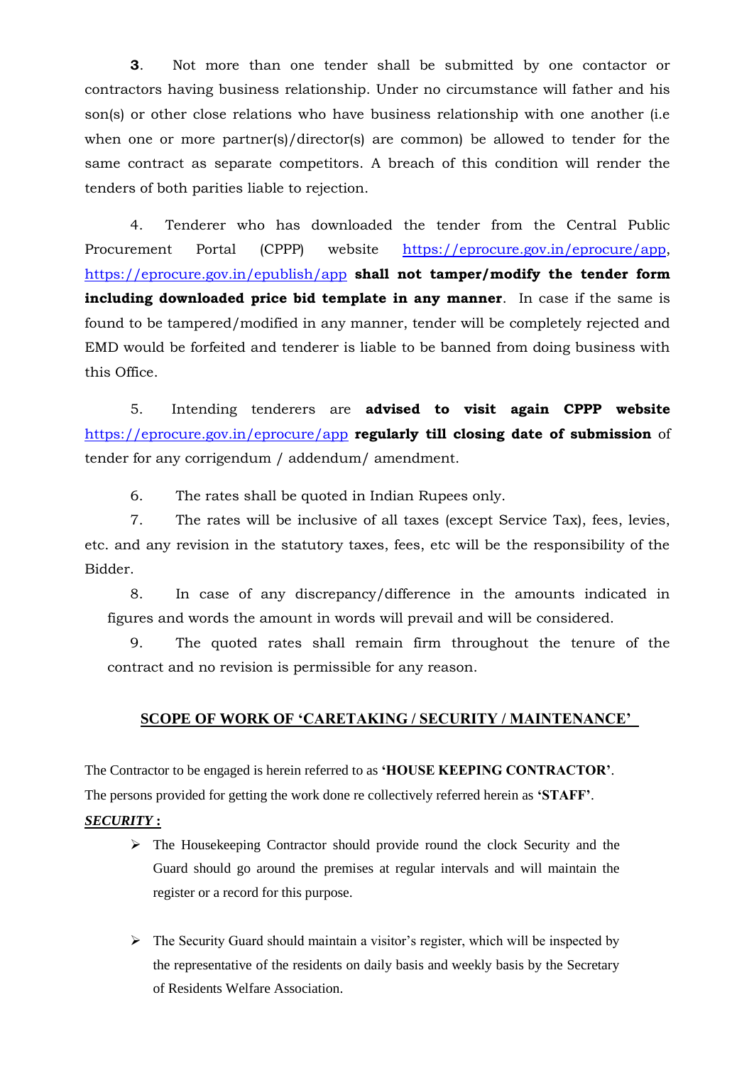**3**. Not more than one tender shall be submitted by one contactor or contractors having business relationship. Under no circumstance will father and his son(s) or other close relations who have business relationship with one another (i.e when one or more partner(s)/director(s) are common) be allowed to tender for the same contract as separate competitors. A breach of this condition will render the tenders of both parities liable to rejection.

4. Tenderer who has downloaded the tender from the Central Public Procurement Portal (CPPP) website https://eprocure.gov.in/eprocure/app, https://eprocure.gov.in/epublish/app **shall not tamper/modify the tender form including downloaded price bid template in any manner**. In case if the same is found to be tampered/modified in any manner, tender will be completely rejected and EMD would be forfeited and tenderer is liable to be banned from doing business with this Office.

5. Intending tenderers are **advised to visit again CPPP website** https://eprocure.gov.in/eprocure/app **regularly till closing date of submission** of tender for any corrigendum / addendum/ amendment.

6. The rates shall be quoted in Indian Rupees only.

7. The rates will be inclusive of all taxes (except Service Tax), fees, levies, etc. and any revision in the statutory taxes, fees, etc will be the responsibility of the Bidder.

8. In case of any discrepancy/difference in the amounts indicated in figures and words the amount in words will prevail and will be considered.

9. The quoted rates shall remain firm throughout the tenure of the contract and no revision is permissible for any reason.

## SCOPE OF WORK OF 'CARETAKING / SECURITY / MAINTENANCE'

The Contractor to be engaged is herein referred to as **'HOUSE KEEPING CONTRACTOR'**.
The persons provided for getting the work done re collectively referred herein as **'STAFF'**.

***SECURITY* :**

- The Housekeeping Contractor should provide round the clock Security and the Guard should go around the premises at regular intervals and will maintain the register or a record for this purpose.

- The Security Guard should maintain a visitor's register, which will be inspected by the representative of the residents on daily basis and weekly basis by the Secretary of Residents Welfare Association.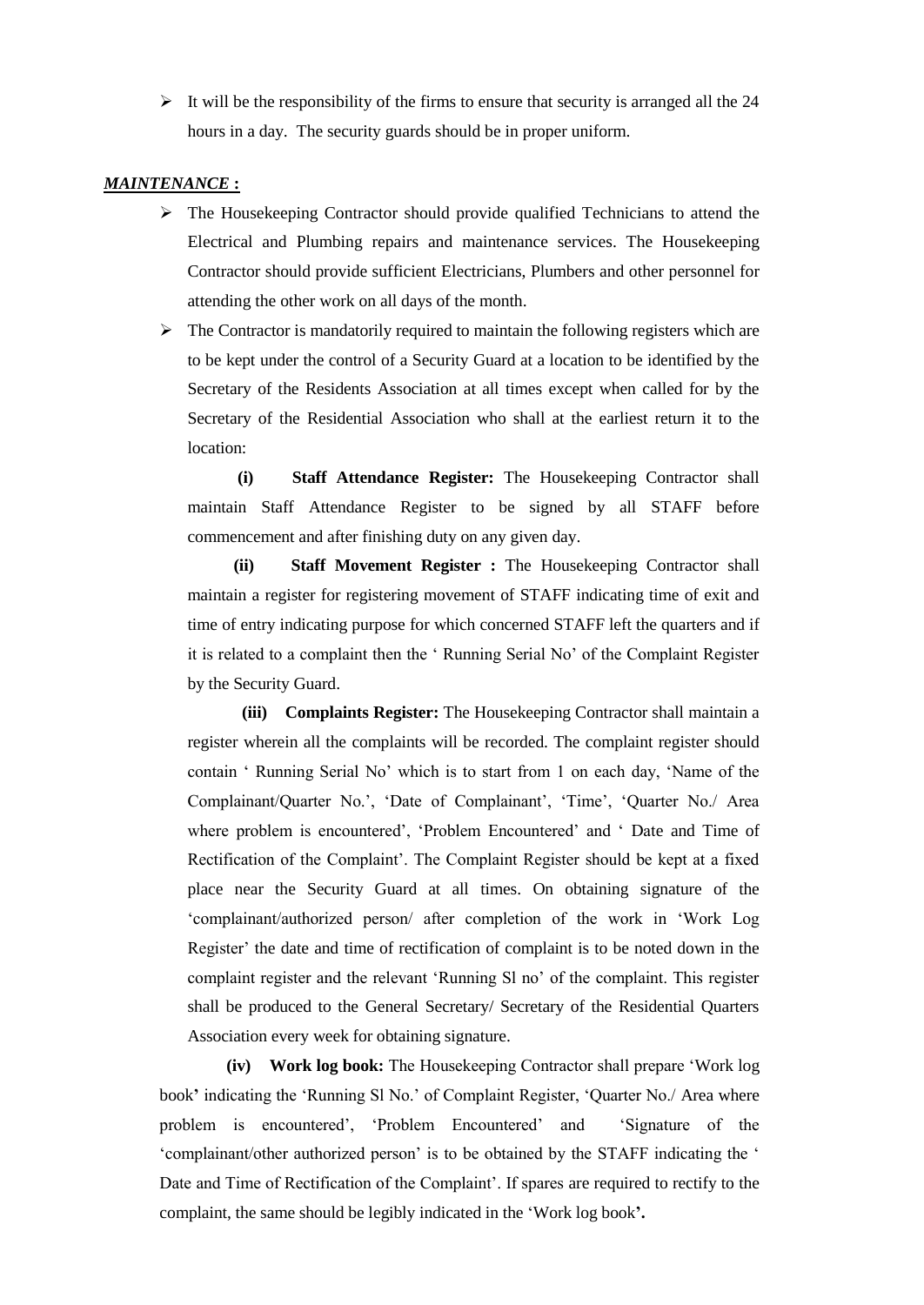- It will be the responsibility of the firms to ensure that security is arranged all the 24 hours in a day. The security guards should be in proper uniform.

***MAINTENANCE* :**

- The Housekeeping Contractor should provide qualified Technicians to attend the Electrical and Plumbing repairs and maintenance services. The Housekeeping Contractor should provide sufficient Electricians, Plumbers and other personnel for attending the other work on all days of the month.
- The Contractor is mandatorily required to maintain the following registers which are to be kept under the control of a Security Guard at a location to be identified by the Secretary of the Residents Association at all times except when called for by the Secretary of the Residential Association who shall at the earliest return it to the location:

  **(i) Staff Attendance Register:** The Housekeeping Contractor shall maintain Staff Attendance Register to be signed by all STAFF before commencement and after finishing duty on any given day.

  **(ii) Staff Movement Register :** The Housekeeping Contractor shall maintain a register for registering movement of STAFF indicating time of exit and time of entry indicating purpose for which concerned STAFF left the quarters and if it is related to a complaint then the ' Running Serial No' of the Complaint Register by the Security Guard.

  **(iii) Complaints Register:** The Housekeeping Contractor shall maintain a register wherein all the complaints will be recorded. The complaint register should contain ' Running Serial No' which is to start from 1 on each day, 'Name of the Complainant/Quarter No.', 'Date of Complainant', 'Time', 'Quarter No./ Area where problem is encountered', 'Problem Encountered' and ' Date and Time of Rectification of the Complaint'. The Complaint Register should be kept at a fixed place near the Security Guard at all times. On obtaining signature of the 'complainant/authorized person/ after completion of the work in 'Work Log Register' the date and time of rectification of complaint is to be noted down in the complaint register and the relevant 'Running Sl no' of the complaint. This register shall be produced to the General Secretary/ Secretary of the Residential Quarters Association every week for obtaining signature.

**(iv) Work log book:** The Housekeeping Contractor shall prepare 'Work log book**'** indicating the 'Running Sl No.' of Complaint Register, 'Quarter No./ Area where problem is encountered', 'Problem Encountered' and 'Signature of the 'complainant/other authorized person' is to be obtained by the STAFF indicating the ' Date and Time of Rectification of the Complaint'. If spares are required to rectify to the complaint, the same should be legibly indicated in the 'Work log book**'.**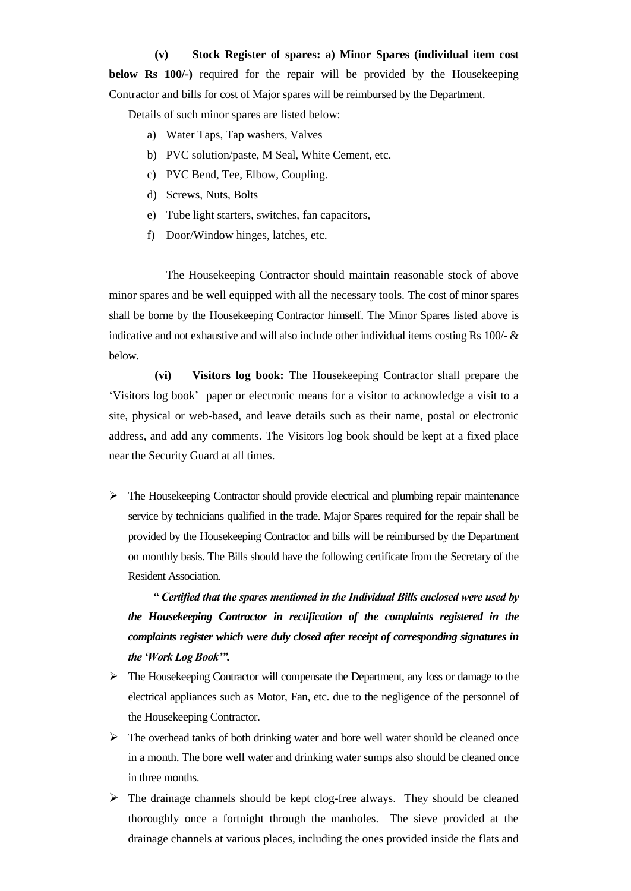**(v) Stock Register of spares: a) Minor Spares (individual item cost below Rs 100/-)** required for the repair will be provided by the Housekeeping Contractor and bills for cost of Major spares will be reimbursed by the Department.

Details of such minor spares are listed below:

a) Water Taps, Tap washers, Valves
b) PVC solution/paste, M Seal, White Cement, etc.
c) PVC Bend, Tee, Elbow, Coupling.
d) Screws, Nuts, Bolts
e) Tube light starters, switches, fan capacitors,
f) Door/Window hinges, latches, etc.

The Housekeeping Contractor should maintain reasonable stock of above minor spares and be well equipped with all the necessary tools. The cost of minor spares shall be borne by the Housekeeping Contractor himself. The Minor Spares listed above is indicative and not exhaustive and will also include other individual items costing Rs 100/- & below.

**(vi) Visitors log book:** The Housekeeping Contractor shall prepare the 'Visitors log book' paper or electronic means for a visitor to acknowledge a visit to a site, physical or web-based, and leave details such as their name, postal or electronic address, and add any comments. The Visitors log book should be kept at a fixed place near the Security Guard at all times.

- The Housekeeping Contractor should provide electrical and plumbing repair maintenance service by technicians qualified in the trade. Major Spares required for the repair shall be provided by the Housekeeping Contractor and bills will be reimbursed by the Department on monthly basis. The Bills should have the following certificate from the Secretary of the Resident Association.

  ***" Certified that the spares mentioned in the Individual Bills enclosed were used by the Housekeeping Contractor in rectification of the complaints registered in the complaints register which were duly closed after receipt of corresponding signatures in the 'Work Log Book'".***

- The Housekeeping Contractor will compensate the Department, any loss or damage to the electrical appliances such as Motor, Fan, etc. due to the negligence of the personnel of the Housekeeping Contractor.
- The overhead tanks of both drinking water and bore well water should be cleaned once in a month. The bore well water and drinking water sumps also should be cleaned once in three months.
- The drainage channels should be kept clog-free always. They should be cleaned thoroughly once a fortnight through the manholes. The sieve provided at the drainage channels at various places, including the ones provided inside the flats and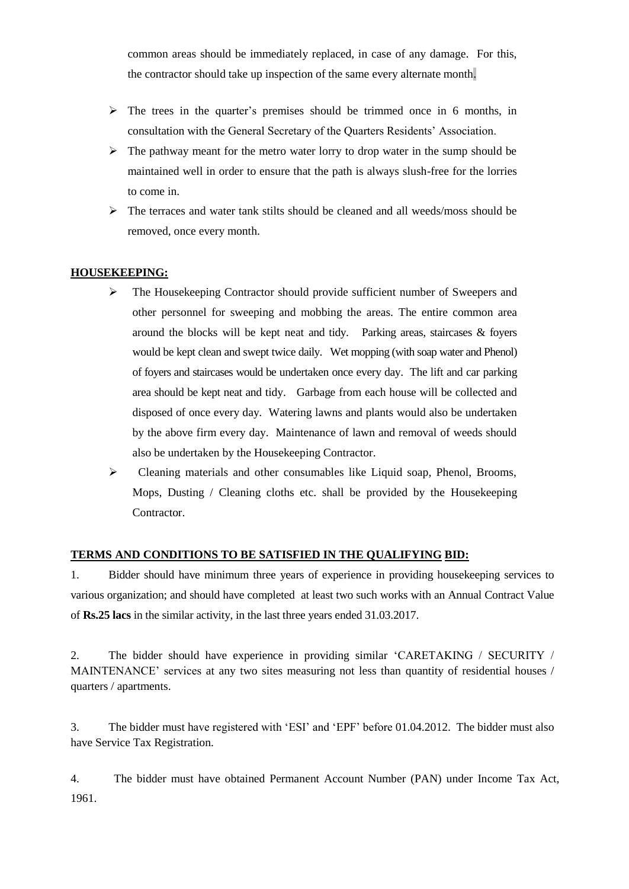common areas should be immediately replaced, in case of any damage. For this, the contractor should take up inspection of the same every alternate month.

- The trees in the quarter's premises should be trimmed once in 6 months, in consultation with the General Secretary of the Quarters Residents' Association.
- The pathway meant for the metro water lorry to drop water in the sump should be maintained well in order to ensure that the path is always slush-free for the lorries to come in.
- The terraces and water tank stilts should be cleaned and all weeds/moss should be removed, once every month.

**HOUSEKEEPING:**

- The Housekeeping Contractor should provide sufficient number of Sweepers and other personnel for sweeping and mobbing the areas. The entire common area around the blocks will be kept neat and tidy. Parking areas, staircases & foyers would be kept clean and swept twice daily. Wet mopping (with soap water and Phenol) of foyers and staircases would be undertaken once every day. The lift and car parking area should be kept neat and tidy. Garbage from each house will be collected and disposed of once every day. Watering lawns and plants would also be undertaken by the above firm every day. Maintenance of lawn and removal of weeds should also be undertaken by the Housekeeping Contractor.
- Cleaning materials and other consumables like Liquid soap, Phenol, Brooms, Mops, Dusting / Cleaning cloths etc. shall be provided by the Housekeeping Contractor.

**TERMS AND CONDITIONS TO BE SATISFIED IN THE QUALIFYING BID:**

1. Bidder should have minimum three years of experience in providing housekeeping services to various organization; and should have completed at least two such works with an Annual Contract Value of **Rs.25 lacs** in the similar activity, in the last three years ended 31.03.2017.

2. The bidder should have experience in providing similar 'CARETAKING / SECURITY / MAINTENANCE' services at any two sites measuring not less than quantity of residential houses / quarters / apartments.

3. The bidder must have registered with 'ESI' and 'EPF' before 01.04.2012. The bidder must also have Service Tax Registration.

4. The bidder must have obtained Permanent Account Number (PAN) under Income Tax Act, 1961.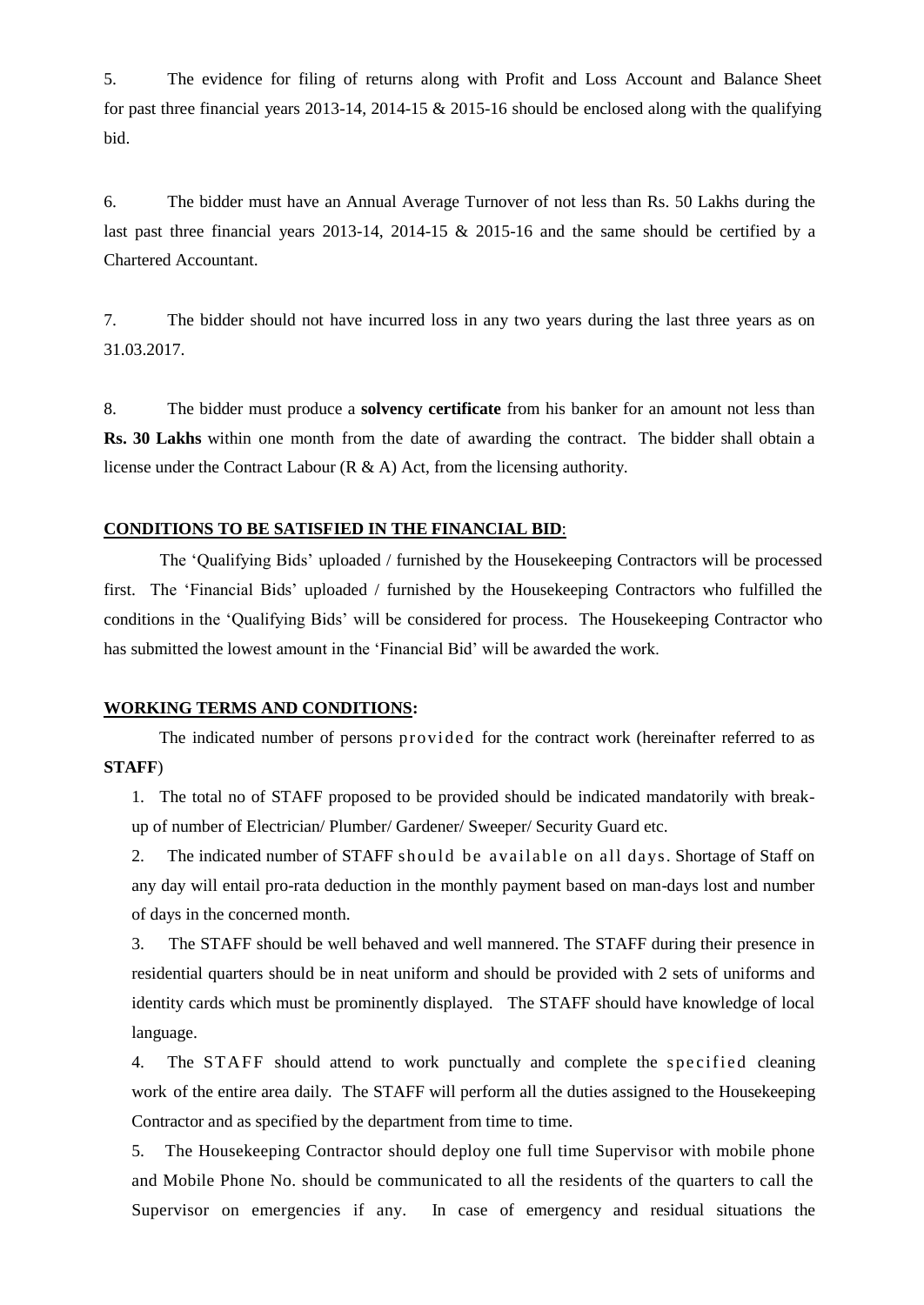5. The evidence for filing of returns along with Profit and Loss Account and Balance Sheet for past three financial years 2013-14, 2014-15 & 2015-16 should be enclosed along with the qualifying bid.

6. The bidder must have an Annual Average Turnover of not less than Rs. 50 Lakhs during the last past three financial years 2013-14, 2014-15 & 2015-16 and the same should be certified by a Chartered Accountant.

7. The bidder should not have incurred loss in any two years during the last three years as on 31.03.2017.

8. The bidder must produce a **solvency certificate** from his banker for an amount not less than **Rs. 30 Lakhs** within one month from the date of awarding the contract. The bidder shall obtain a license under the Contract Labour (R & A) Act, from the licensing authority.

**CONDITIONS TO BE SATISFIED IN THE FINANCIAL BID**:

The 'Qualifying Bids' uploaded / furnished by the Housekeeping Contractors will be processed first. The 'Financial Bids' uploaded / furnished by the Housekeeping Contractors who fulfilled the conditions in the 'Qualifying Bids' will be considered for process. The Housekeeping Contractor who has submitted the lowest amount in the 'Financial Bid' will be awarded the work.

**WORKING TERMS AND CONDITIONS:**

The indicated number of persons provided for the contract work (hereinafter referred to as **STAFF**)

1. The total no of STAFF proposed to be provided should be indicated mandatorily with break-up of number of Electrician/ Plumber/ Gardener/ Sweeper/ Security Guard etc.
2. The indicated number of STAFF should be available on all days. Shortage of Staff on any day will entail pro-rata deduction in the monthly payment based on man-days lost and number of days in the concerned month.
3. The STAFF should be well behaved and well mannered. The STAFF during their presence in residential quarters should be in neat uniform and should be provided with 2 sets of uniforms and identity cards which must be prominently displayed. The STAFF should have knowledge of local language.
4. The STAFF should attend to work punctually and complete the specified cleaning work of the entire area daily. The STAFF will perform all the duties assigned to the Housekeeping Contractor and as specified by the department from time to time.
5. The Housekeeping Contractor should deploy one full time Supervisor with mobile phone and Mobile Phone No. should be communicated to all the residents of the quarters to call the Supervisor on emergencies if any. In case of emergency and residual situations the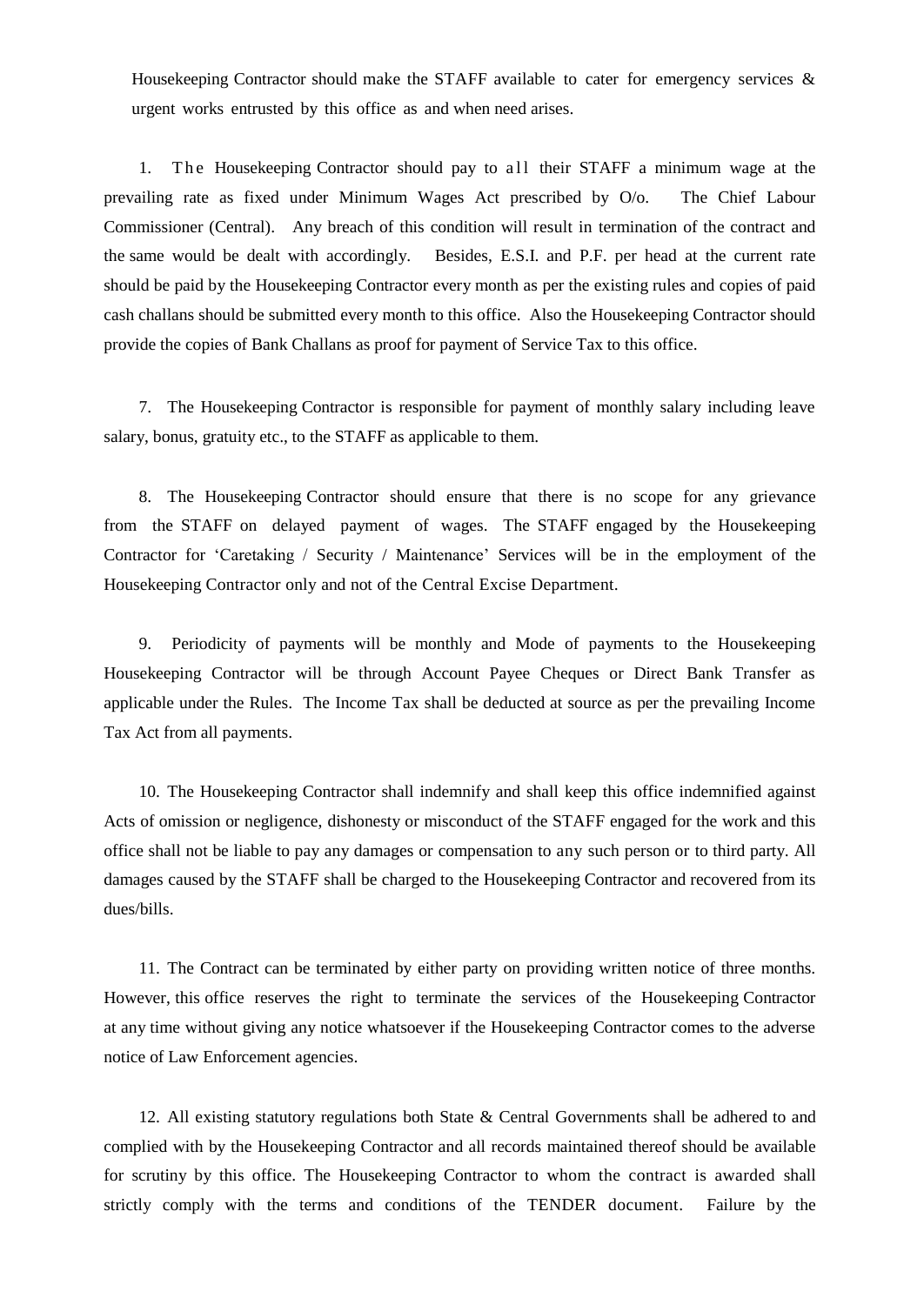Housekeeping Contractor should make the STAFF available to cater for emergency services & urgent works entrusted by this office as and when need arises.

1. The Housekeeping Contractor should pay to all their STAFF a minimum wage at the prevailing rate as fixed under Minimum Wages Act prescribed by O/o. The Chief Labour Commissioner (Central). Any breach of this condition will result in termination of the contract and the same would be dealt with accordingly. Besides, E.S.I. and P.F. per head at the current rate should be paid by the Housekeeping Contractor every month as per the existing rules and copies of paid cash challans should be submitted every month to this office. Also the Housekeeping Contractor should provide the copies of Bank Challans as proof for payment of Service Tax to this office.

7. The Housekeeping Contractor is responsible for payment of monthly salary including leave salary, bonus, gratuity etc., to the STAFF as applicable to them.

8. The Housekeeping Contractor should ensure that there is no scope for any grievance from the STAFF on delayed payment of wages. The STAFF engaged by the Housekeeping Contractor for 'Caretaking / Security / Maintenance' Services will be in the employment of the Housekeeping Contractor only and not of the Central Excise Department.

9. Periodicity of payments will be monthly and Mode of payments to the Housekeeping Housekeeping Contractor will be through Account Payee Cheques or Direct Bank Transfer as applicable under the Rules. The Income Tax shall be deducted at source as per the prevailing Income Tax Act from all payments.

10. The Housekeeping Contractor shall indemnify and shall keep this office indemnified against Acts of omission or negligence, dishonesty or misconduct of the STAFF engaged for the work and this office shall not be liable to pay any damages or compensation to any such person or to third party. All damages caused by the STAFF shall be charged to the Housekeeping Contractor and recovered from its dues/bills.

11. The Contract can be terminated by either party on providing written notice of three months. However, this office reserves the right to terminate the services of the Housekeeping Contractor at any time without giving any notice whatsoever if the Housekeeping Contractor comes to the adverse notice of Law Enforcement agencies.

12. All existing statutory regulations both State & Central Governments shall be adhered to and complied with by the Housekeeping Contractor and all records maintained thereof should be available for scrutiny by this office. The Housekeeping Contractor to whom the contract is awarded shall strictly comply with the terms and conditions of the TENDER document. Failure by the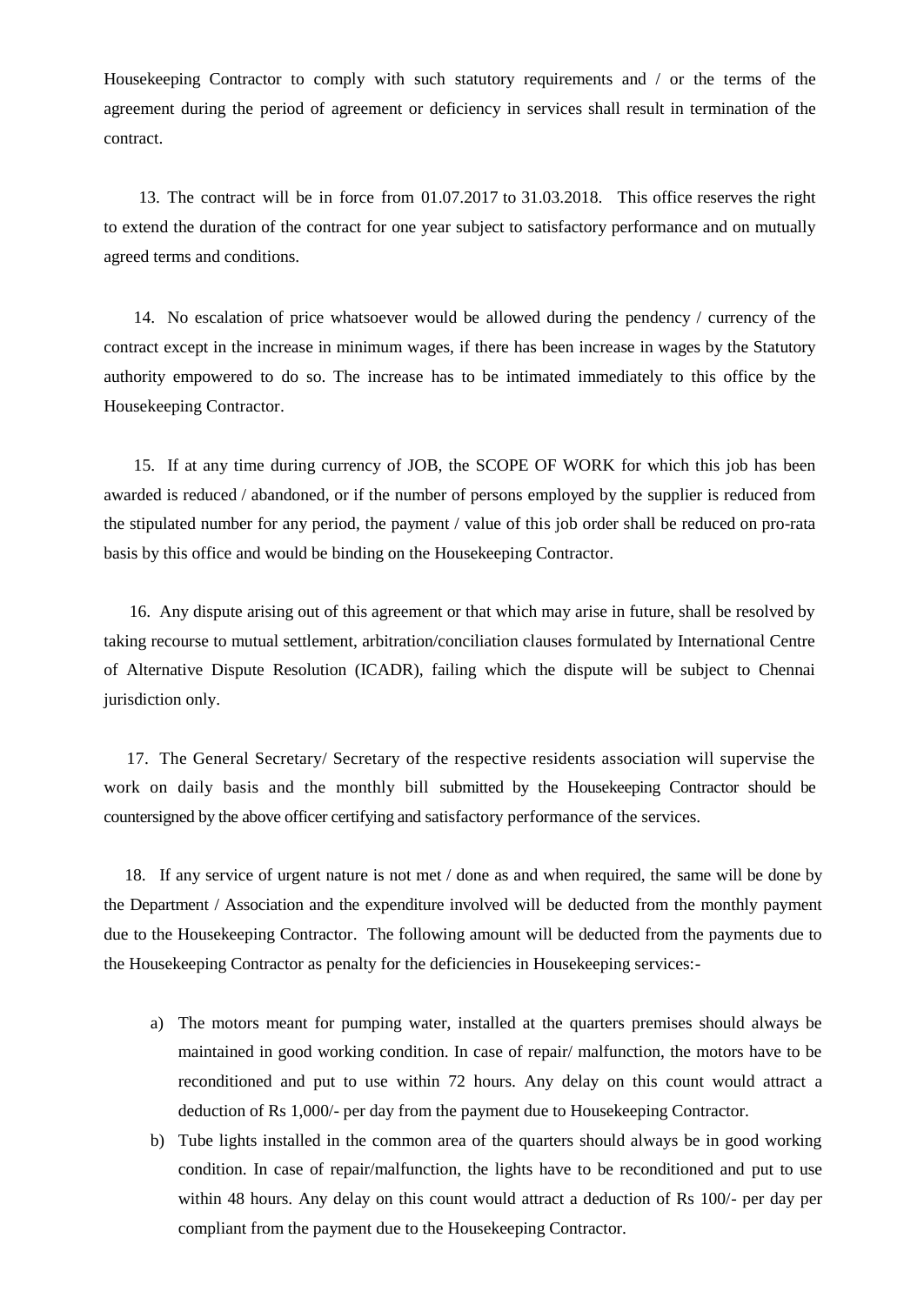Housekeeping Contractor to comply with such statutory requirements and / or the terms of the agreement during the period of agreement or deficiency in services shall result in termination of the contract.

13. The contract will be in force from 01.07.2017 to 31.03.2018. This office reserves the right to extend the duration of the contract for one year subject to satisfactory performance and on mutually agreed terms and conditions.

14. No escalation of price whatsoever would be allowed during the pendency / currency of the contract except in the increase in minimum wages, if there has been increase in wages by the Statutory authority empowered to do so. The increase has to be intimated immediately to this office by the Housekeeping Contractor.

15. If at any time during currency of JOB, the SCOPE OF WORK for which this job has been awarded is reduced / abandoned, or if the number of persons employed by the supplier is reduced from the stipulated number for any period, the payment / value of this job order shall be reduced on pro-rata basis by this office and would be binding on the Housekeeping Contractor.

16. Any dispute arising out of this agreement or that which may arise in future, shall be resolved by taking recourse to mutual settlement, arbitration/conciliation clauses formulated by International Centre of Alternative Dispute Resolution (ICADR), failing which the dispute will be subject to Chennai jurisdiction only.

17. The General Secretary/ Secretary of the respective residents association will supervise the work on daily basis and the monthly bill submitted by the Housekeeping Contractor should be countersigned by the above officer certifying and satisfactory performance of the services.

18. If any service of urgent nature is not met / done as and when required, the same will be done by the Department / Association and the expenditure involved will be deducted from the monthly payment due to the Housekeeping Contractor. The following amount will be deducted from the payments due to the Housekeeping Contractor as penalty for the deficiencies in Housekeeping services:-

a) The motors meant for pumping water, installed at the quarters premises should always be maintained in good working condition. In case of repair/ malfunction, the motors have to be reconditioned and put to use within 72 hours. Any delay on this count would attract a deduction of Rs 1,000/- per day from the payment due to Housekeeping Contractor.
b) Tube lights installed in the common area of the quarters should always be in good working condition. In case of repair/malfunction, the lights have to be reconditioned and put to use within 48 hours. Any delay on this count would attract a deduction of Rs 100/- per day per compliant from the payment due to the Housekeeping Contractor.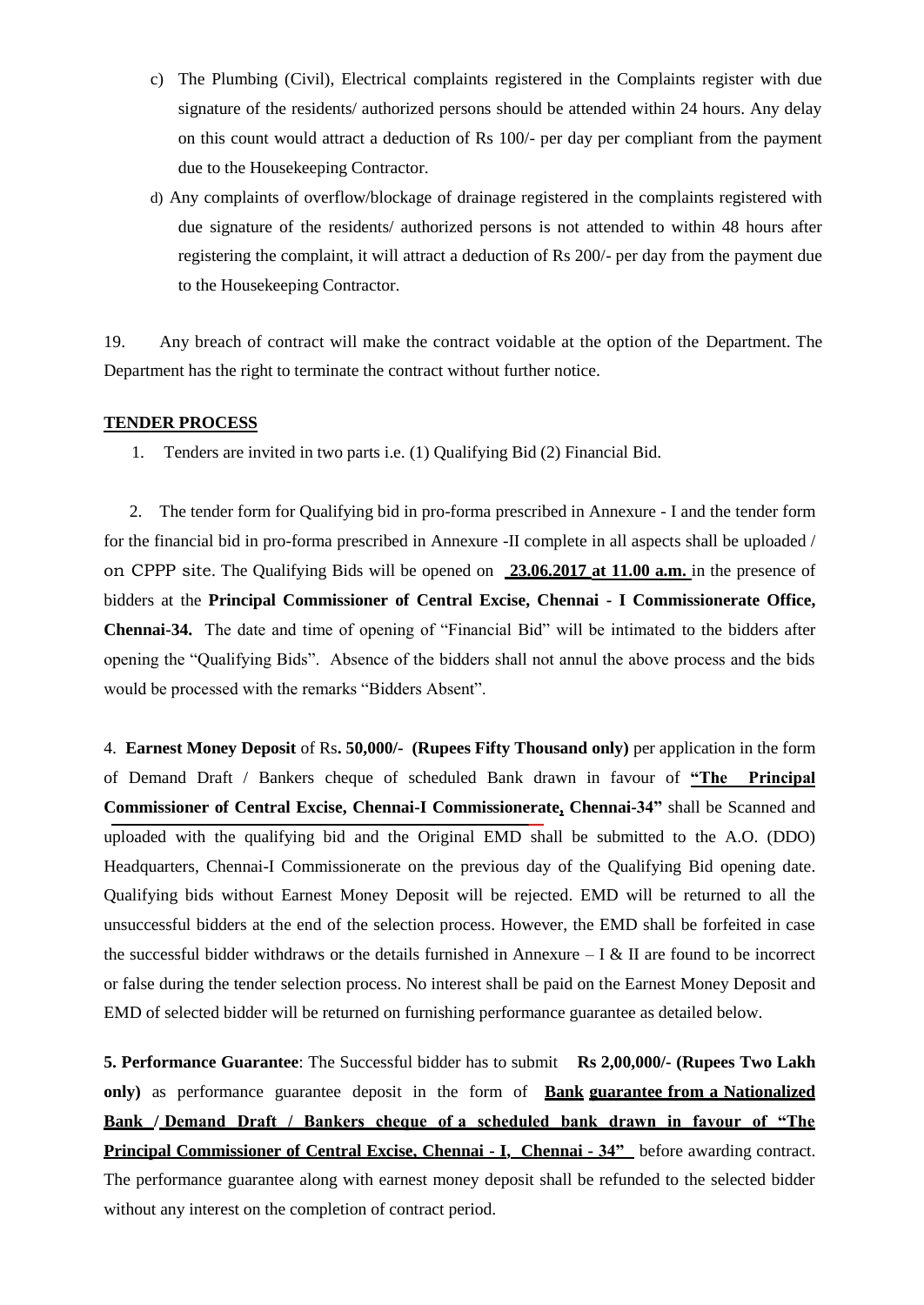c) The Plumbing (Civil), Electrical complaints registered in the Complaints register with due signature of the residents/ authorized persons should be attended within 24 hours. Any delay on this count would attract a deduction of Rs 100/- per day per compliant from the payment due to the Housekeeping Contractor.

d) Any complaints of overflow/blockage of drainage registered in the complaints registered with due signature of the residents/ authorized persons is not attended to within 48 hours after registering the complaint, it will attract a deduction of Rs 200/- per day from the payment due to the Housekeeping Contractor.

19. Any breach of contract will make the contract voidable at the option of the Department. The Department has the right to terminate the contract without further notice.

**TENDER PROCESS**

1. Tenders are invited in two parts i.e. (1) Qualifying Bid (2) Financial Bid.

2. The tender form for Qualifying bid in pro-forma prescribed in Annexure - I and the tender form for the financial bid in pro-forma prescribed in Annexure -II complete in all aspects shall be uploaded / on CPPP site. The Qualifying Bids will be opened on **23.06.2017 at 11.00 a.m.** in the presence of bidders at the **Principal Commissioner of Central Excise, Chennai - I Commissionerate Office, Chennai-34.** The date and time of opening of "Financial Bid" will be intimated to the bidders after opening the "Qualifying Bids". Absence of the bidders shall not annul the above process and the bids would be processed with the remarks "Bidders Absent".

4. **Earnest Money Deposit** of Rs**. 50,000/- (Rupees Fifty Thousand only)** per application in the form of Demand Draft / Bankers cheque of scheduled Bank drawn in favour of **"The Principal Commissioner of Central Excise, Chennai-I Commissionerate, Chennai-34"** shall be Scanned and uploaded with the qualifying bid and the Original EMD shall be submitted to the A.O. (DDO) Headquarters, Chennai-I Commissionerate on the previous day of the Qualifying Bid opening date. Qualifying bids without Earnest Money Deposit will be rejected. EMD will be returned to all the unsuccessful bidders at the end of the selection process. However, the EMD shall be forfeited in case the successful bidder withdraws or the details furnished in Annexure – I & II are found to be incorrect or false during the tender selection process. No interest shall be paid on the Earnest Money Deposit and EMD of selected bidder will be returned on furnishing performance guarantee as detailed below.

**5. Performance Guarantee**: The Successful bidder has to submit **Rs 2,00,000/- (Rupees Two Lakh only)** as performance guarantee deposit in the form of **Bank guarantee from a Nationalized Bank / Demand Draft / Bankers cheque of a scheduled bank drawn in favour of "The Principal Commissioner of Central Excise, Chennai - I, Chennai - 34"** before awarding contract. The performance guarantee along with earnest money deposit shall be refunded to the selected bidder without any interest on the completion of contract period.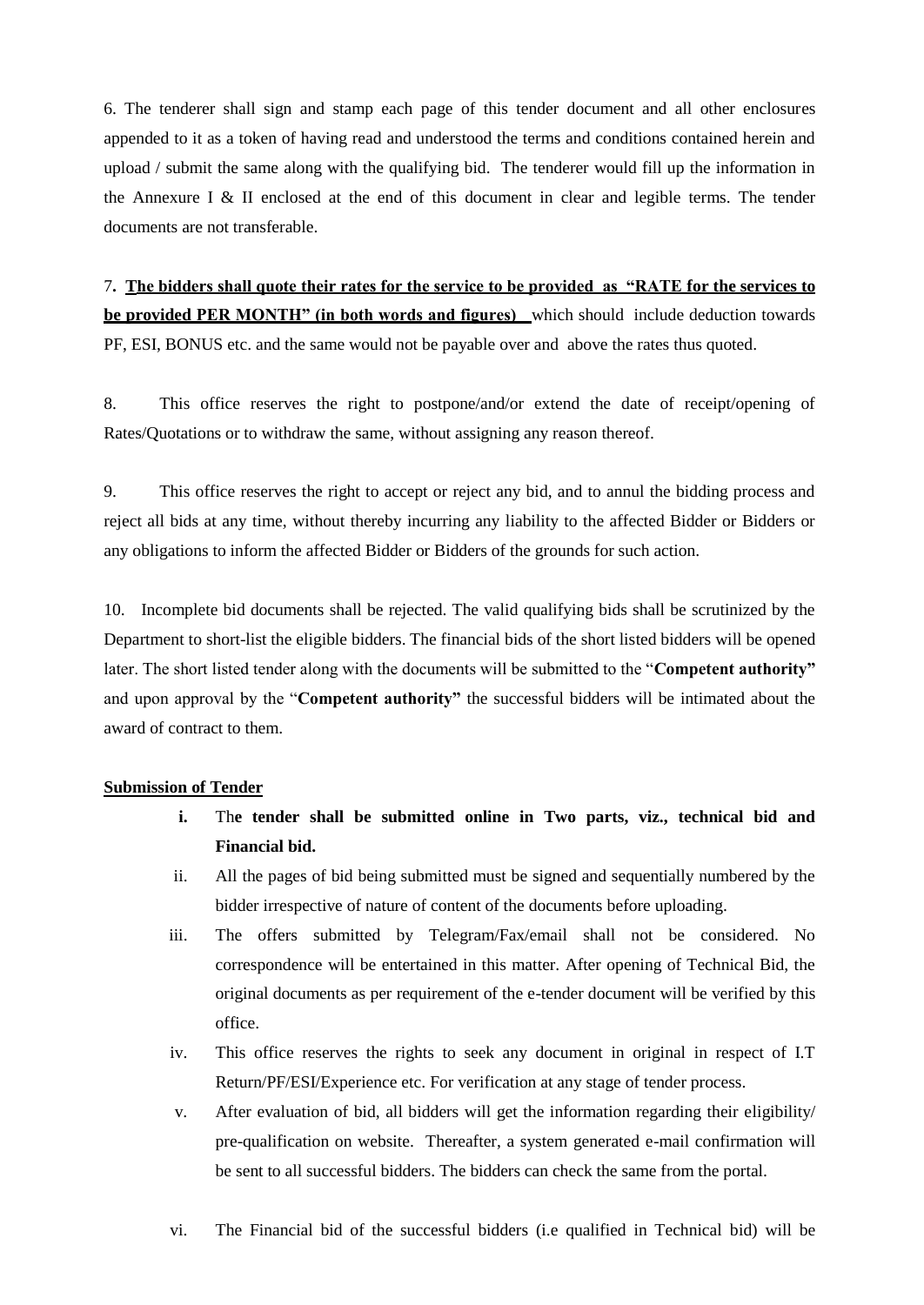6. The tenderer shall sign and stamp each page of this tender document and all other enclosures appended to it as a token of having read and understood the terms and conditions contained herein and upload / submit the same along with the qualifying bid. The tenderer would fill up the information in the Annexure I & II enclosed at the end of this document in clear and legible terms. The tender documents are not transferable.

7. **<u>The bidders shall quote their rates for the service to be provided as "RATE for the services to be provided PER MONTH" (in both words and figures)</u>** which should include deduction towards PF, ESI, BONUS etc. and the same would not be payable over and above the rates thus quoted.

8. This office reserves the right to postpone/and/or extend the date of receipt/opening of Rates/Quotations or to withdraw the same, without assigning any reason thereof.

9. This office reserves the right to accept or reject any bid, and to annul the bidding process and reject all bids at any time, without thereby incurring any liability to the affected Bidder or Bidders or any obligations to inform the affected Bidder or Bidders of the grounds for such action.

10. Incomplete bid documents shall be rejected. The valid qualifying bids shall be scrutinized by the Department to short-list the eligible bidders. The financial bids of the short listed bidders will be opened later. The short listed tender along with the documents will be submitted to the "**Competent authority"** and upon approval by the "**Competent authority"** the successful bidders will be intimated about the award of contract to them.

**<u>Submission of Tender</u>**

i. Th**e tender shall be submitted online in Two parts, viz., technical bid and Financial bid.**

ii. All the pages of bid being submitted must be signed and sequentially numbered by the bidder irrespective of nature of content of the documents before uploading.

iii. The offers submitted by Telegram/Fax/email shall not be considered. No correspondence will be entertained in this matter. After opening of Technical Bid, the original documents as per requirement of the e-tender document will be verified by this office.

iv. This office reserves the rights to seek any document in original in respect of I.T Return/PF/ESI/Experience etc. For verification at any stage of tender process.

v. After evaluation of bid, all bidders will get the information regarding their eligibility/ pre-qualification on website. Thereafter, a system generated e-mail confirmation will be sent to all successful bidders. The bidders can check the same from the portal.

vi. The Financial bid of the successful bidders (i.e qualified in Technical bid) will be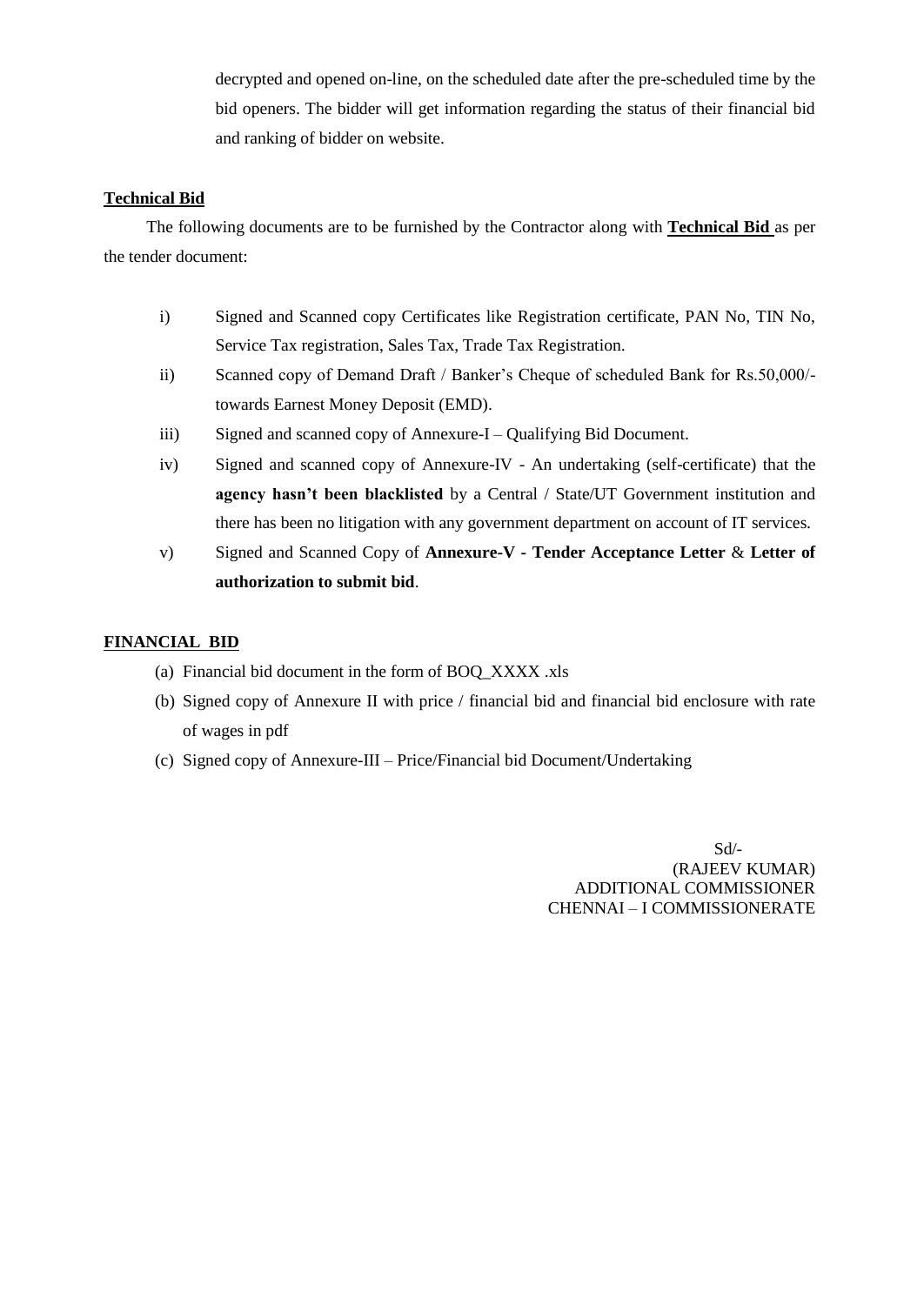decrypted and opened on-line, on the scheduled date after the pre-scheduled time by the bid openers. The bidder will get information regarding the status of their financial bid and ranking of bidder on website.

**Technical Bid**

The following documents are to be furnished by the Contractor along with **Technical Bid** as per the tender document:

i) Signed and Scanned copy Certificates like Registration certificate, PAN No, TIN No, Service Tax registration, Sales Tax, Trade Tax Registration.

ii) Scanned copy of Demand Draft / Banker's Cheque of scheduled Bank for Rs.50,000/- towards Earnest Money Deposit (EMD).

iii) Signed and scanned copy of Annexure-I – Qualifying Bid Document.

iv) Signed and scanned copy of Annexure-IV - An undertaking (self-certificate) that the **agency hasn't been blacklisted** by a Central / State/UT Government institution and there has been no litigation with any government department on account of IT services.

v) Signed and Scanned Copy of **Annexure-V - Tender Acceptance Letter** & **Letter of authorization to submit bid**.

**FINANCIAL BID**

(a) Financial bid document in the form of BOQ_XXXX .xls

(b) Signed copy of Annexure II with price / financial bid and financial bid enclosure with rate of wages in pdf

(c) Signed copy of Annexure-III – Price/Financial bid Document/Undertaking

Sd/-
(RAJEEV KUMAR)
ADDITIONAL COMMISSIONER
CHENNAI – I COMMISSIONERATE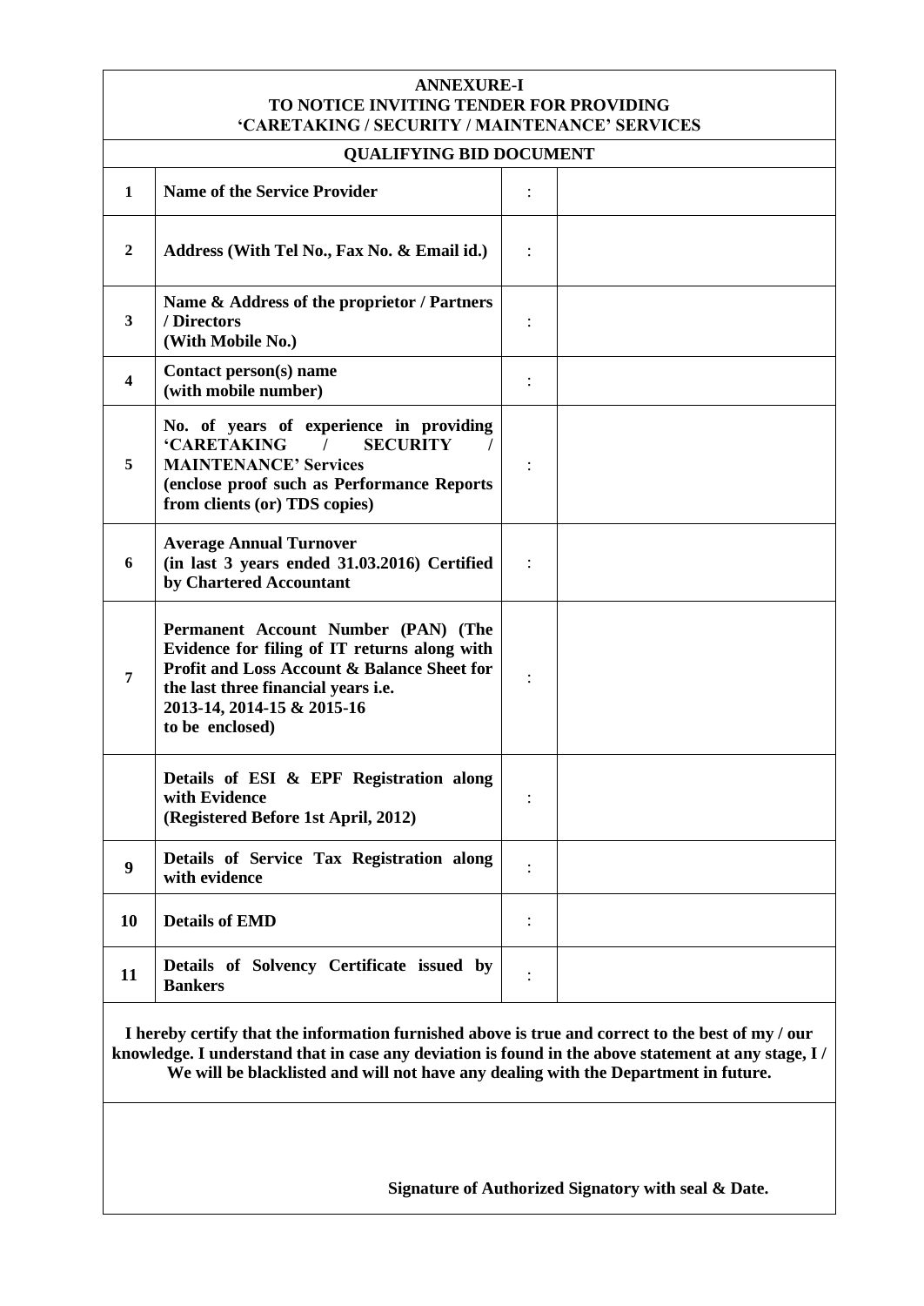**ANNEXURE-I**
**TO NOTICE INVITING TENDER FOR PROVIDING**
**'CARETAKING / SECURITY / MAINTENANCE' SERVICES**

**QUALIFYING BID DOCUMENT**

| | | | |
|---|---|---|---|
| **1** | **Name of the Service Provider** | : | |
| **2** | **Address (With Tel No., Fax No. & Email id.)** | : | |
| **3** | **Name & Address of the proprietor / Partners / Directors (With Mobile No.)** | : | |
| **4** | **Contact person(s) name (with mobile number)** | : | |
| **5** | **No. of years of experience in providing 'CARETAKING / SECURITY / MAINTENANCE' Services (enclose proof such as Performance Reports from clients (or) TDS copies)** | : | |
| **6** | **Average Annual Turnover (in last 3 years ended 31.03.2016) Certified by Chartered Accountant** | : | |
| **7** | **Permanent Account Number (PAN) (The Evidence for filing of IT returns along with Profit and Loss Account & Balance Sheet for the last three financial years i.e. 2013-14, 2014-15 & 2015-16 to be enclosed)** | : | |
| | **Details of ESI & EPF Registration along with Evidence (Registered Before 1st April, 2012)** | : | |
| **9** | **Details of Service Tax Registration along with evidence** | : | |
| **10** | **Details of EMD** | : | |
| **11** | **Details of Solvency Certificate issued by Bankers** | : | |

**I hereby certify that the information furnished above is true and correct to the best of my / our knowledge. I understand that in case any deviation is found in the above statement at any stage, I / We will be blacklisted and will not have any dealing with the Department in future.**

**Signature of Authorized Signatory with seal & Date.**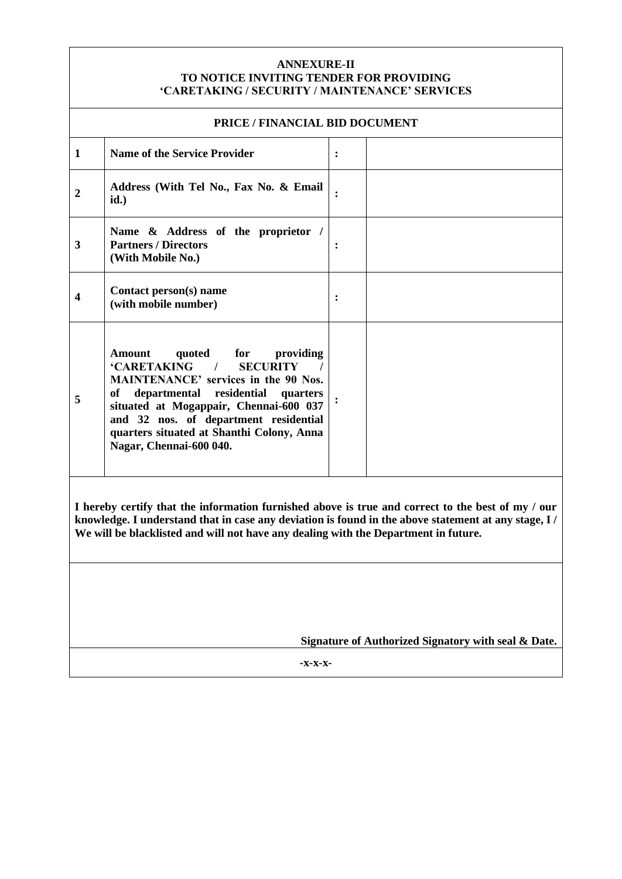**ANNEXURE-II**
**TO NOTICE INVITING TENDER FOR PROVIDING**
**'CARETAKING / SECURITY / MAINTENANCE' SERVICES**

**PRICE / FINANCIAL BID DOCUMENT**

| | | | |
|---|---|---|---|
| **1** | **Name of the Service Provider** | **:** | |
| **2** | **Address (With Tel No., Fax No. & Email id.)** | **:** | |
| **3** | **Name & Address of the proprietor / Partners / Directors (With Mobile No.)** | **:** | |
| **4** | **Contact person(s) name (with mobile number)** | **:** | |
| **5** | **Amount quoted for providing 'CARETAKING / SECURITY / MAINTENANCE' services in the 90 Nos. of departmental residential quarters situated at Mogappair, Chennai-600 037 and 32 nos. of department residential quarters situated at Shanthi Colony, Anna Nagar, Chennai-600 040.** | **:** | |

**I hereby certify that the information furnished above is true and correct to the best of my / our knowledge. I understand that in case any deviation is found in the above statement at any stage, I / We will be blacklisted and will not have any dealing with the Department in future.**

**Signature of Authorized Signatory with seal & Date.**

-x-x-x-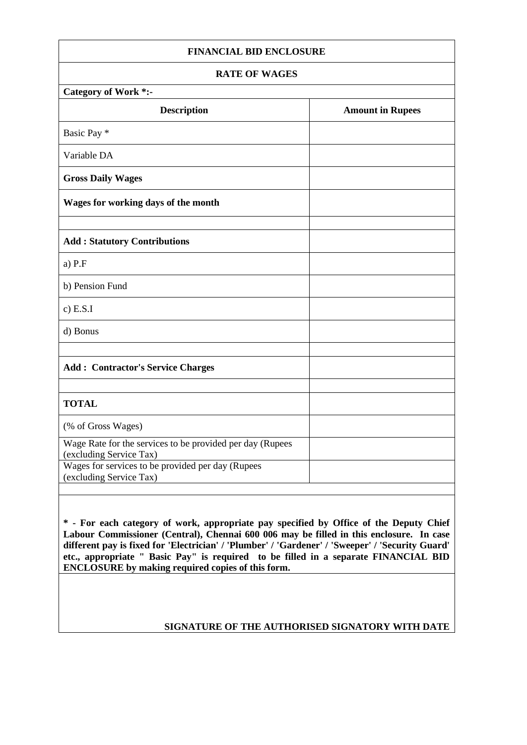## FINANCIAL BID ENCLOSURE

### RATE OF WAGES

**Category of Work *:-**

| Description | Amount in Rupees |
| --- | --- |
| Basic Pay * | |
| Variable DA | |
| **Gross Daily Wages** | |
| **Wages for working days of the month** | |
| | |
| **Add : Statutory Contributions** | |
| a) P.F | |
| b) Pension Fund | |
| c) E.S.I | |
| d) Bonus | |
| | |
| **Add : Contractor's Service Charges** | |
| | |
| **TOTAL** | |
| (% of Gross Wages) | |
| Wage Rate for the services to be provided per day (Rupees (excluding Service Tax) | |
| Wages for services to be provided per day (Rupees (excluding Service Tax) | |

**\* - For each category of work, appropriate pay specified by Office of the Deputy Chief Labour Commissioner (Central), Chennai 600 006 may be filled in this enclosure. In case different pay is fixed for 'Electrician' / 'Plumber' / 'Gardener' / 'Sweeper' / 'Security Guard' etc., appropriate " Basic Pay" is required to be filled in a separate FINANCIAL BID ENCLOSURE by making required copies of this form.**

**SIGNATURE OF THE AUTHORISED SIGNATORY WITH DATE**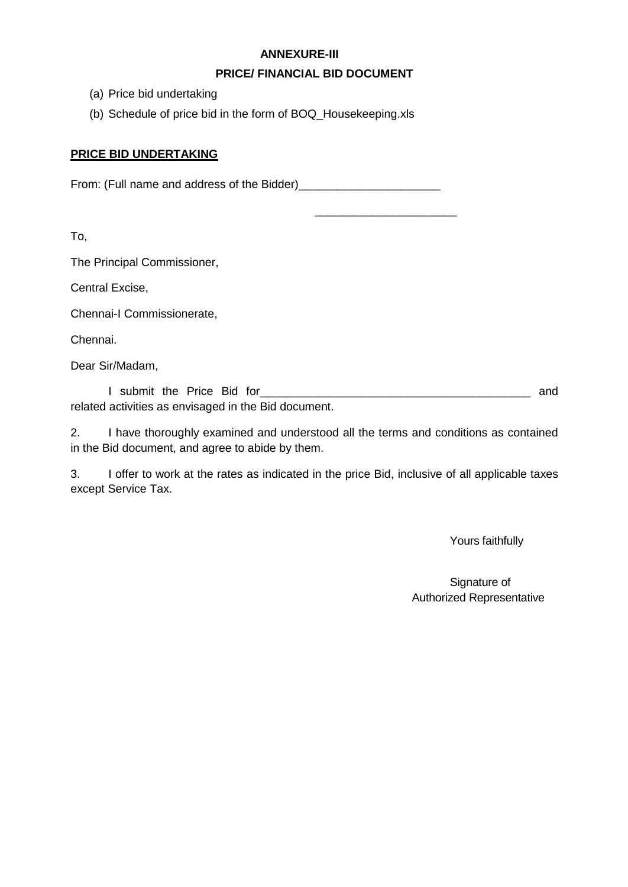**ANNEXURE-III**

**PRICE/ FINANCIAL BID DOCUMENT**

(a) Price bid undertaking

(b) Schedule of price bid in the form of BOQ_Housekeeping.xls

**PRICE BID UNDERTAKING**

From: (Full name and address of the Bidder)______________________

______________________

To,

The Principal Commissioner,

Central Excise,

Chennai-I Commissionerate,

Chennai.

Dear Sir/Madam,

I submit the Price Bid for___________________________________________ and related activities as envisaged in the Bid document.

2. I have thoroughly examined and understood all the terms and conditions as contained in the Bid document, and agree to abide by them.

3. I offer to work at the rates as indicated in the price Bid, inclusive of all applicable taxes except Service Tax.

Yours faithfully

Signature of
Authorized Representative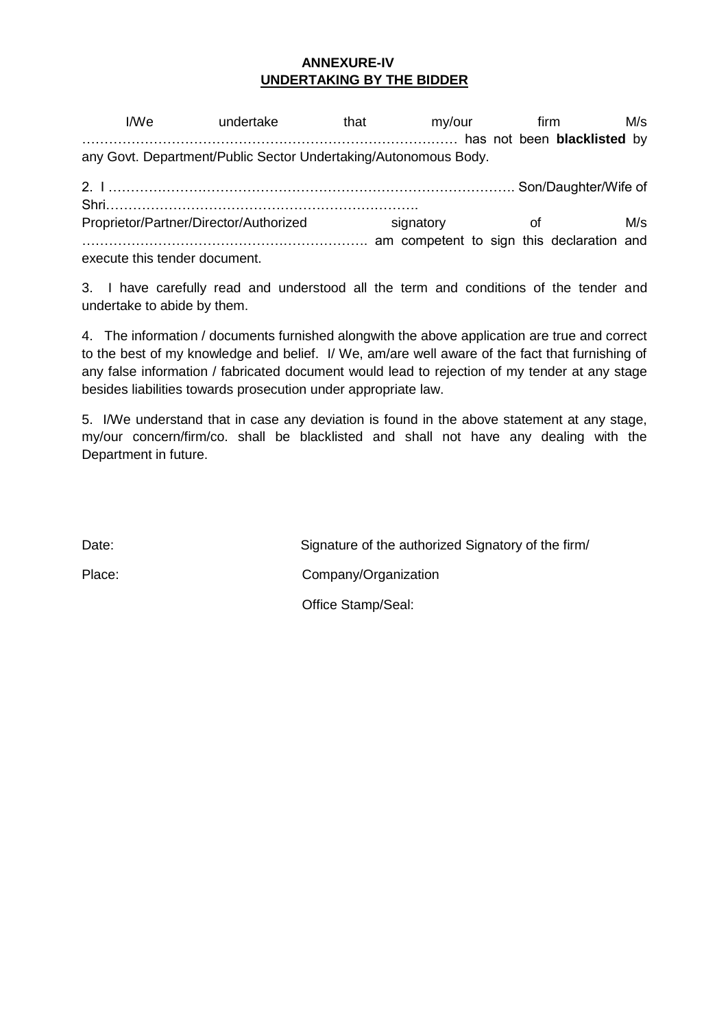**ANNEXURE-IV**

**UNDERTAKING BY THE BIDDER**

I/We undertake that my/our firm M/s ………………………………………………………………………… has not been **blacklisted** by any Govt. Department/Public Sector Undertaking/Autonomous Body.

2. I ……………………………………………………………………………. Son/Daughter/Wife of Shri…………………………………………………………… Proprietor/Partner/Director/Authorized signatory of M/s ……………………………………………………. am competent to sign this declaration and execute this tender document.

3. I have carefully read and understood all the term and conditions of the tender and undertake to abide by them.

4. The information / documents furnished alongwith the above application are true and correct to the best of my knowledge and belief. I/ We, am/are well aware of the fact that furnishing of any false information / fabricated document would lead to rejection of my tender at any stage besides liabilities towards prosecution under appropriate law.

5. I/We understand that in case any deviation is found in the above statement at any stage, my/our concern/firm/co. shall be blacklisted and shall not have any dealing with the Department in future.

Date: Signature of the authorized Signatory of the firm/

Place: Company/Organization

Office Stamp/Seal: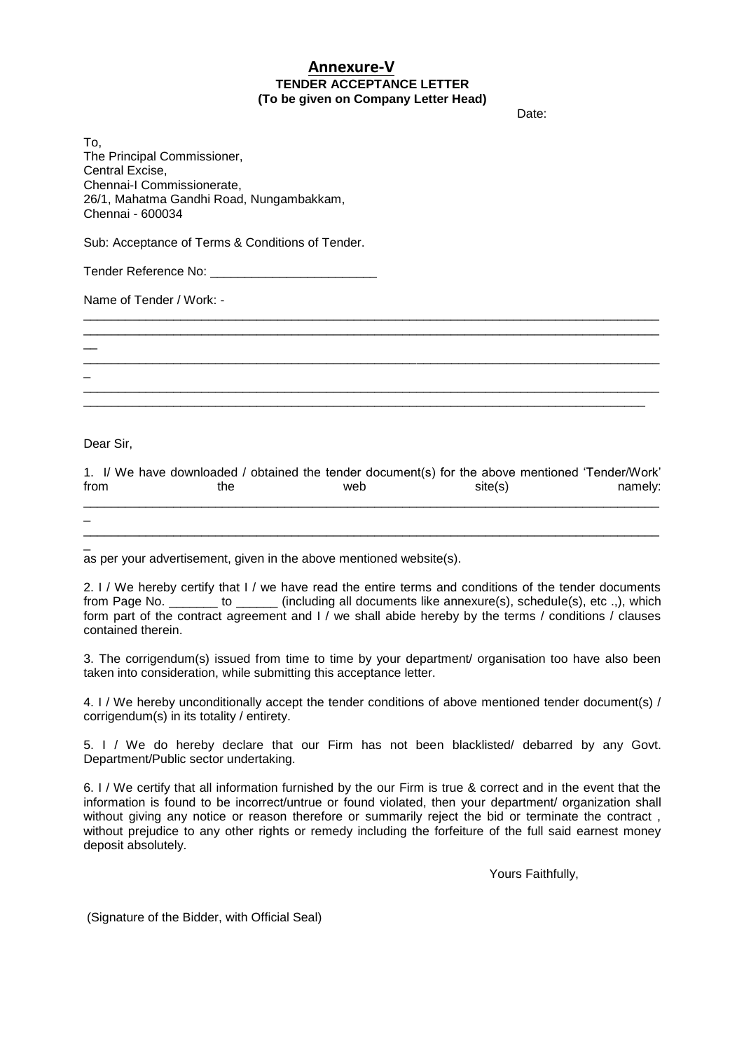# Annexure-V

**TENDER ACCEPTANCE LETTER**
**(To be given on Company Letter Head)**

Date:

To,
The Principal Commissioner,
Central Excise,
Chennai-I Commissionerate,
26/1, Mahatma Gandhi Road, Nungambakkam,
Chennai - 600034

Sub: Acceptance of Terms & Conditions of Tender.

Tender Reference No: ________________________

Name of Tender / Work: -

_____________________________________________________________________________________
_____________________________________________________________________________________
_____________________________________________________________________________________
_____________________________________________________________________________________
_____________________________________________________________________________________

Dear Sir,

1. I/ We have downloaded / obtained the tender document(s) for the above mentioned 'Tender/Work' from the web site(s) namely:
_____________________________________________________________________________________
_____________________________________________________________________________________
as per your advertisement, given in the above mentioned website(s).

2. I / We hereby certify that I / we have read the entire terms and conditions of the tender documents from Page No. _______ to ______ (including all documents like annexure(s), schedule(s), etc .,), which form part of the contract agreement and I / we shall abide hereby by the terms / conditions / clauses contained therein.

3. The corrigendum(s) issued from time to time by your department/ organisation too have also been taken into consideration, while submitting this acceptance letter.

4. I / We hereby unconditionally accept the tender conditions of above mentioned tender document(s) / corrigendum(s) in its totality / entirety.

5. I / We do hereby declare that our Firm has not been blacklisted/ debarred by any Govt. Department/Public sector undertaking.

6. I / We certify that all information furnished by the our Firm is true & correct and in the event that the information is found to be incorrect/untrue or found violated, then your department/ organization shall without giving any notice or reason therefore or summarily reject the bid or terminate the contract , without prejudice to any other rights or remedy including the forfeiture of the full said earnest money deposit absolutely.

Yours Faithfully,

(Signature of the Bidder, with Official Seal)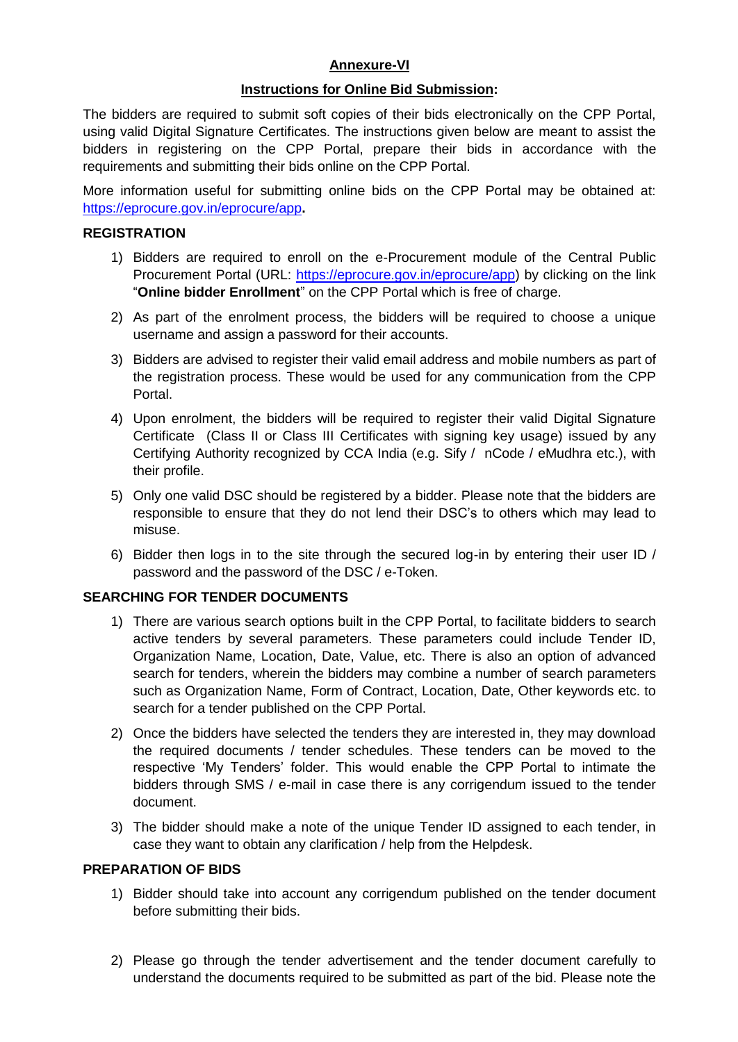**Annexure-VI**

**Instructions for Online Bid Submission:**

The bidders are required to submit soft copies of their bids electronically on the CPP Portal, using valid Digital Signature Certificates. The instructions given below are meant to assist the bidders in registering on the CPP Portal, prepare their bids in accordance with the requirements and submitting their bids online on the CPP Portal.

More information useful for submitting online bids on the CPP Portal may be obtained at: https://eprocure.gov.in/eprocure/app**.**

**REGISTRATION**

1) Bidders are required to enroll on the e-Procurement module of the Central Public Procurement Portal (URL: https://eprocure.gov.in/eprocure/app) by clicking on the link "**Online bidder Enrollment**" on the CPP Portal which is free of charge.
2) As part of the enrolment process, the bidders will be required to choose a unique username and assign a password for their accounts.
3) Bidders are advised to register their valid email address and mobile numbers as part of the registration process. These would be used for any communication from the CPP Portal.
4) Upon enrolment, the bidders will be required to register their valid Digital Signature Certificate (Class II or Class III Certificates with signing key usage) issued by any Certifying Authority recognized by CCA India (e.g. Sify / nCode / eMudhra etc.), with their profile.
5) Only one valid DSC should be registered by a bidder. Please note that the bidders are responsible to ensure that they do not lend their DSC's to others which may lead to misuse.
6) Bidder then logs in to the site through the secured log-in by entering their user ID / password and the password of the DSC / e-Token.

**SEARCHING FOR TENDER DOCUMENTS**

1) There are various search options built in the CPP Portal, to facilitate bidders to search active tenders by several parameters. These parameters could include Tender ID, Organization Name, Location, Date, Value, etc. There is also an option of advanced search for tenders, wherein the bidders may combine a number of search parameters such as Organization Name, Form of Contract, Location, Date, Other keywords etc. to search for a tender published on the CPP Portal.
2) Once the bidders have selected the tenders they are interested in, they may download the required documents / tender schedules. These tenders can be moved to the respective 'My Tenders' folder. This would enable the CPP Portal to intimate the bidders through SMS / e-mail in case there is any corrigendum issued to the tender document.
3) The bidder should make a note of the unique Tender ID assigned to each tender, in case they want to obtain any clarification / help from the Helpdesk.

**PREPARATION OF BIDS**

1) Bidder should take into account any corrigendum published on the tender document before submitting their bids.
2) Please go through the tender advertisement and the tender document carefully to understand the documents required to be submitted as part of the bid. Please note the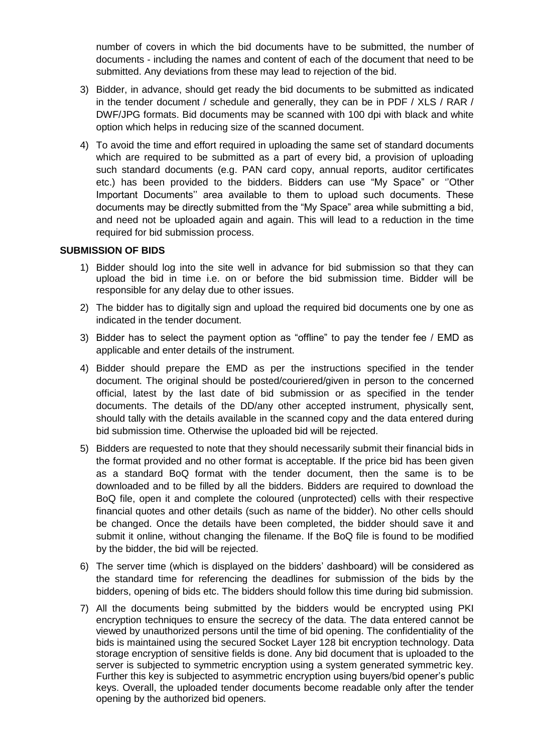number of covers in which the bid documents have to be submitted, the number of documents - including the names and content of each of the document that need to be submitted. Any deviations from these may lead to rejection of the bid.

3) Bidder, in advance, should get ready the bid documents to be submitted as indicated in the tender document / schedule and generally, they can be in PDF / XLS / RAR / DWF/JPG formats. Bid documents may be scanned with 100 dpi with black and white option which helps in reducing size of the scanned document.

4) To avoid the time and effort required in uploading the same set of standard documents which are required to be submitted as a part of every bid, a provision of uploading such standard documents (e.g. PAN card copy, annual reports, auditor certificates etc.) has been provided to the bidders. Bidders can use "My Space" or ''Other Important Documents'' area available to them to upload such documents. These documents may be directly submitted from the "My Space" area while submitting a bid, and need not be uploaded again and again. This will lead to a reduction in the time required for bid submission process.

**SUBMISSION OF BIDS**

1) Bidder should log into the site well in advance for bid submission so that they can upload the bid in time i.e. on or before the bid submission time. Bidder will be responsible for any delay due to other issues.

2) The bidder has to digitally sign and upload the required bid documents one by one as indicated in the tender document.

3) Bidder has to select the payment option as "offline" to pay the tender fee / EMD as applicable and enter details of the instrument.

4) Bidder should prepare the EMD as per the instructions specified in the tender document. The original should be posted/couriered/given in person to the concerned official, latest by the last date of bid submission or as specified in the tender documents. The details of the DD/any other accepted instrument, physically sent, should tally with the details available in the scanned copy and the data entered during bid submission time. Otherwise the uploaded bid will be rejected.

5) Bidders are requested to note that they should necessarily submit their financial bids in the format provided and no other format is acceptable. If the price bid has been given as a standard BoQ format with the tender document, then the same is to be downloaded and to be filled by all the bidders. Bidders are required to download the BoQ file, open it and complete the coloured (unprotected) cells with their respective financial quotes and other details (such as name of the bidder). No other cells should be changed. Once the details have been completed, the bidder should save it and submit it online, without changing the filename. If the BoQ file is found to be modified by the bidder, the bid will be rejected.

6) The server time (which is displayed on the bidders' dashboard) will be considered as the standard time for referencing the deadlines for submission of the bids by the bidders, opening of bids etc. The bidders should follow this time during bid submission.

7) All the documents being submitted by the bidders would be encrypted using PKI encryption techniques to ensure the secrecy of the data. The data entered cannot be viewed by unauthorized persons until the time of bid opening. The confidentiality of the bids is maintained using the secured Socket Layer 128 bit encryption technology. Data storage encryption of sensitive fields is done. Any bid document that is uploaded to the server is subjected to symmetric encryption using a system generated symmetric key. Further this key is subjected to asymmetric encryption using buyers/bid opener's public keys. Overall, the uploaded tender documents become readable only after the tender opening by the authorized bid openers.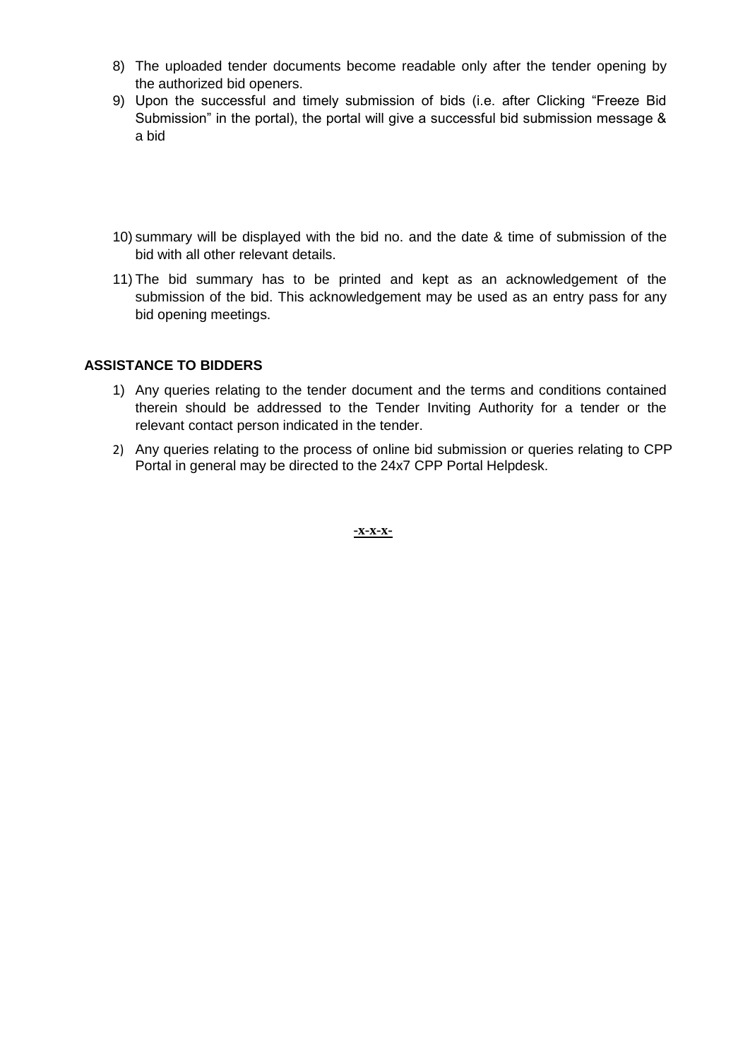8) The uploaded tender documents become readable only after the tender opening by the authorized bid openers.
9) Upon the successful and timely submission of bids (i.e. after Clicking "Freeze Bid Submission" in the portal), the portal will give a successful bid submission message & a bid
10) summary will be displayed with the bid no. and the date & time of submission of the bid with all other relevant details.
11) The bid summary has to be printed and kept as an acknowledgement of the submission of the bid. This acknowledgement may be used as an entry pass for any bid opening meetings.

**ASSISTANCE TO BIDDERS**

1) Any queries relating to the tender document and the terms and conditions contained therein should be addressed to the Tender Inviting Authority for a tender or the relevant contact person indicated in the tender.
2) Any queries relating to the process of online bid submission or queries relating to CPP Portal in general may be directed to the 24x7 CPP Portal Helpdesk.

-x-x-x-